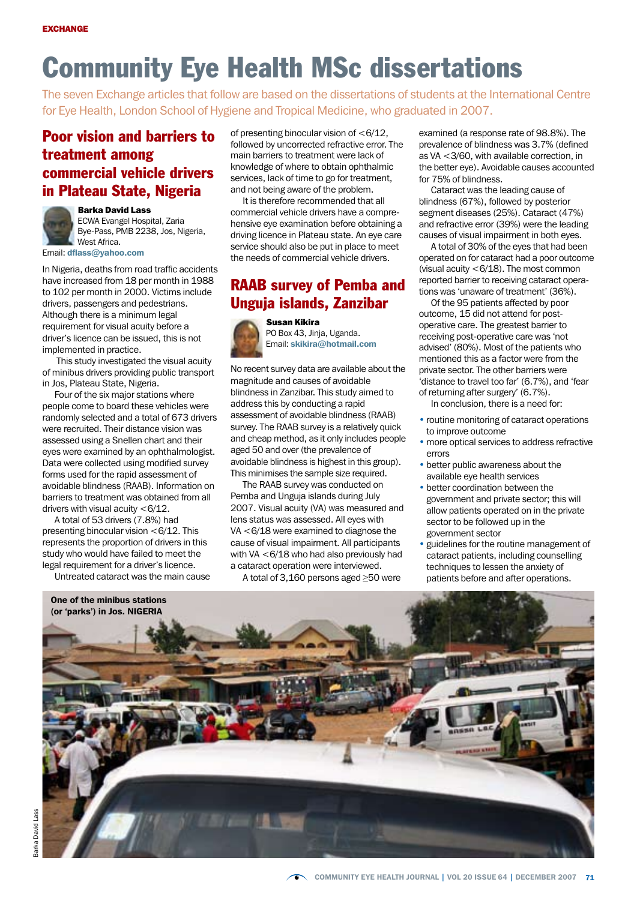EXCHANGE

# Community Eye Health MSc dissertations

The seven Exchange articles that follow are based on the dissertations of students at the International Centre for Eye Health, London School of Hygiene and Tropical Medicine, who graduated in 2007.

## Poor vision and barriers to treatment among commercial vehicle drivers in Plateau State, Nigeria

**Barka David Lass**
ECWA Evangel Hospital, Zaria Bye-Pass, PMB 2238, Jos, Nigeria, West Africa.
Email: **dflass@yahoo.com**

In Nigeria, deaths from road traffic accidents have increased from 18 per month in 1988 to 102 per month in 2000. Victims include drivers, passengers and pedestrians. Although there is a minimum legal requirement for visual acuity before a driver's licence can be issued, this is not implemented in practice.

This study investigated the visual acuity of minibus drivers providing public transport in Jos, Plateau State, Nigeria.

Four of the six major stations where people come to board these vehicles were randomly selected and a total of 673 drivers were recruited. Their distance vision was assessed using a Snellen chart and their eyes were examined by an ophthalmologist. Data were collected using modified survey forms used for the rapid assessment of avoidable blindness (RAAB). Information on barriers to treatment was obtained from all drivers with visual acuity <6/12.

A total of 53 drivers (7.8%) had presenting binocular vision <6/12. This represents the proportion of drivers in this study who would have failed to meet the legal requirement for a driver's licence.

Untreated cataract was the main cause of presenting binocular vision of <6/12, followed by uncorrected refractive error. The main barriers to treatment were lack of knowledge of where to obtain ophthalmic services, lack of time to go for treatment, and not being aware of the problem.

It is therefore recommended that all commercial vehicle drivers have a comprehensive eye examination before obtaining a driving licence in Plateau state. An eye care service should also be put in place to meet the needs of commercial vehicle drivers.

## RAAB survey of Pemba and Unguja islands, Zanzibar

**Susan Kikira**
PO Box 43, Jinja, Uganda.
Email: **skikira@hotmail.com**

No recent survey data are available about the magnitude and causes of avoidable blindness in Zanzibar. This study aimed to address this by conducting a rapid assessment of avoidable blindness (RAAB) survey. The RAAB survey is a relatively quick and cheap method, as it only includes people aged 50 and over (the prevalence of avoidable blindness is highest in this group). This minimises the sample size required.

The RAAB survey was conducted on Pemba and Unguja islands during July 2007. Visual acuity (VA) was measured and lens status was assessed. All eyes with VA <6/18 were examined to diagnose the cause of visual impairment. All participants with VA <6/18 who had also previously had a cataract operation were interviewed.

A total of 3,160 persons aged ≥50 were examined (a response rate of 98.8%). The prevalence of blindness was 3.7% (defined as VA <3/60, with available correction, in the better eye). Avoidable causes accounted for 75% of blindness.

Cataract was the leading cause of blindness (67%), followed by posterior segment diseases (25%). Cataract (47%) and refractive error (39%) were the leading causes of visual impairment in both eyes.

A total of 30% of the eyes that had been operated on for cataract had a poor outcome (visual acuity <6/18). The most common reported barrier to receiving cataract operations was 'unaware of treatment' (36%).

Of the 95 patients affected by poor outcome, 15 did not attend for post-operative care. The greatest barrier to receiving post-operative care was 'not advised' (80%). Most of the patients who mentioned this as a factor were from the private sector. The other barriers were 'distance to travel too far' (6.7%), and 'fear of returning after surgery' (6.7%).

In conclusion, there is a need for:

- routine monitoring of cataract operations to improve outcome
- more optical services to address refractive errors
- better public awareness about the available eye health services
- better coordination between the government and private sector; this will allow patients operated on in the private sector to be followed up in the government sector
- guidelines for the routine management of cataract patients, including counselling techniques to lessen the anxiety of patients before and after operations.

One of the minibus stations (or 'parks') in Jos. NIGERIA

Barka David Lass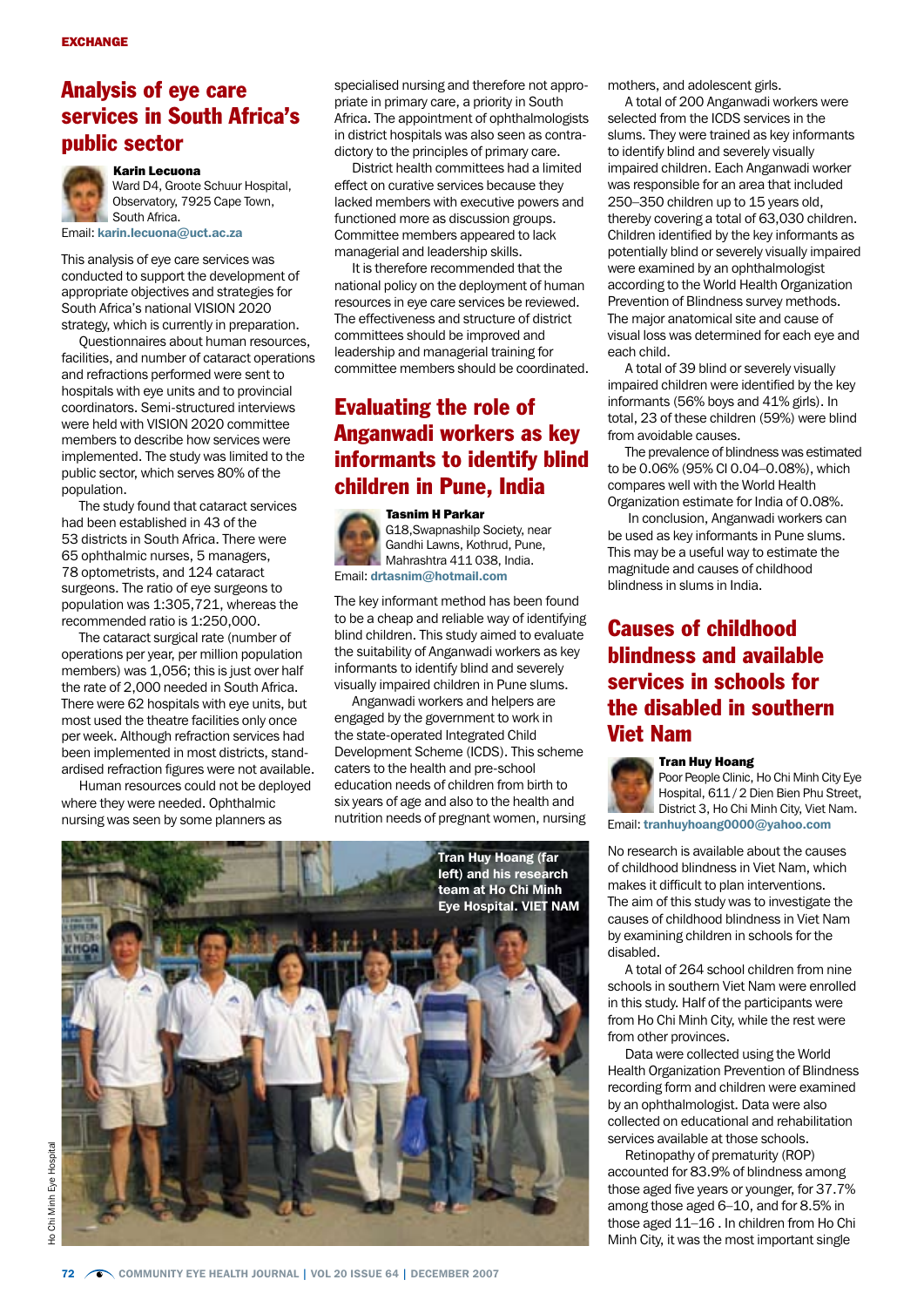# Analysis of eye care services in South Africa's public sector

**Karin Lecuona**
Ward D4, Groote Schuur Hospital, Observatory, 7925 Cape Town, South Africa.
Email: **karin.lecuona@uct.ac.za**

This analysis of eye care services was conducted to support the development of appropriate objectives and strategies for South Africa's national VISION 2020 strategy, which is currently in preparation.

Questionnaires about human resources, facilities, and number of cataract operations and refractions performed were sent to hospitals with eye units and to provincial coordinators. Semi-structured interviews were held with VISION 2020 committee members to describe how services were implemented. The study was limited to the public sector, which serves 80% of the population.

The study found that cataract services had been established in 43 of the 53 districts in South Africa. There were 65 ophthalmic nurses, 5 managers, 78 optometrists, and 124 cataract surgeons. The ratio of eye surgeons to population was 1:305,721, whereas the recommended ratio is 1:250,000.

The cataract surgical rate (number of operations per year, per million population members) was 1,056; this is just over half the rate of 2,000 needed in South Africa. There were 62 hospitals with eye units, but most used the theatre facilities only once per week. Although refraction services had been implemented in most districts, standardised refraction figures were not available.

Human resources could not be deployed where they were needed. Ophthalmic nursing was seen by some planners as specialised nursing and therefore not appropriate in primary care, a priority in South Africa. The appointment of ophthalmologists in district hospitals was also seen as contradictory to the principles of primary care.

District health committees had a limited effect on curative services because they lacked members with executive powers and functioned more as discussion groups. Committee members appeared to lack managerial and leadership skills.

It is therefore recommended that the national policy on the deployment of human resources in eye care services be reviewed. The effectiveness and structure of district committees should be improved and leadership and managerial training for committee members should be coordinated.

# Evaluating the role of Anganwadi workers as key informants to identify blind children in Pune, India

**Tasnim H Parkar**
G18,Swapnashilp Society, near Gandhi Lawns, Kothrud, Pune, Mahrashtra 411 038, India.
Email: **drtasnim@hotmail.com**

The key informant method has been found to be a cheap and reliable way of identifying blind children. This study aimed to evaluate the suitability of Anganwadi workers as key informants to identify blind and severely visually impaired children in Pune slums.

Anganwadi workers and helpers are engaged by the government to work in the state-operated Integrated Child Development Scheme (ICDS). This scheme caters to the health and pre-school education needs of children from birth to six years of age and also to the health and nutrition needs of pregnant women, nursing mothers, and adolescent girls.

A total of 200 Anganwadi workers were selected from the ICDS services in the slums. They were trained as key informants to identify blind and severely visually impaired children. Each Anganwadi worker was responsible for an area that included 250–350 children up to 15 years old, thereby covering a total of 63,030 children. Children identified by the key informants as potentially blind or severely visually impaired were examined by an ophthalmologist according to the World Health Organization Prevention of Blindness survey methods. The major anatomical site and cause of visual loss was determined for each eye and each child.

A total of 39 blind or severely visually impaired children were identified by the key informants (56% boys and 41% girls). In total, 23 of these children (59%) were blind from avoidable causes.

The prevalence of blindness was estimated to be 0.06% (95% CI 0.04–0.08%), which compares well with the World Health Organization estimate for India of 0.08%.

In conclusion, Anganwadi workers can be used as key informants in Pune slums. This may be a useful way to estimate the magnitude and causes of childhood blindness in slums in India.

# Causes of childhood blindness and available services in schools for the disabled in southern Viet Nam

**Tran Huy Hoang**
Poor People Clinic, Ho Chi Minh City Eye Hospital, 611 / 2 Dien Bien Phu Street, District 3, Ho Chi Minh City, Viet Nam.
Email: **tranhuyhoang0000@yahoo.com**

No research is available about the causes of childhood blindness in Viet Nam, which makes it difficult to plan interventions. The aim of this study was to investigate the causes of childhood blindness in Viet Nam by examining children in schools for the disabled.

A total of 264 school children from nine schools in southern Viet Nam were enrolled in this study. Half of the participants were from Ho Chi Minh City, while the rest were from other provinces.

Data were collected using the World Health Organization Prevention of Blindness recording form and children were examined by an ophthalmologist. Data were also collected on educational and rehabilitation services available at those schools.

Retinopathy of prematurity (ROP) accounted for 83.9% of blindness among those aged five years or younger, for 37.7% among those aged 6–10, and for 8.5% in those aged 11–16 . In children from Ho Chi Minh City, it was the most important single

Tran Huy Hoang (far left) and his research team at Ho Chi Minh Eye Hospital. VIET NAM

Ho Chi Minh Eye Hospital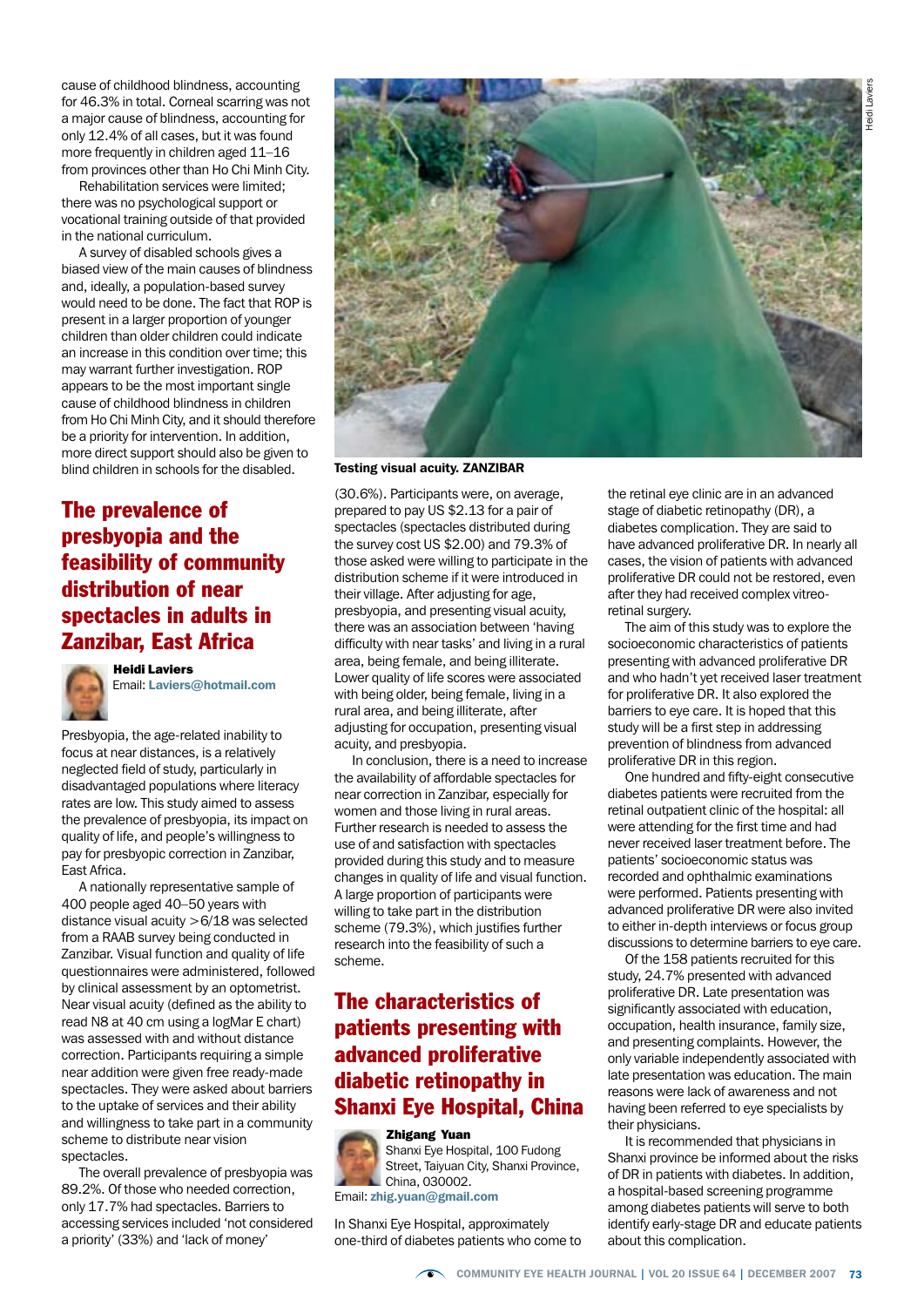cause of childhood blindness, accounting for 46.3% in total. Corneal scarring was not a major cause of blindness, accounting for only 12.4% of all cases, but it was found more frequently in children aged 11–16 from provinces other than Ho Chi Minh City.

Rehabilitation services were limited; there was no psychological support or vocational training outside of that provided in the national curriculum.

A survey of disabled schools gives a biased view of the main causes of blindness and, ideally, a population-based survey would need to be done. The fact that ROP is present in a larger proportion of younger children than older children could indicate an increase in this condition over time; this may warrant further investigation. ROP appears to be the most important single cause of childhood blindness in children from Ho Chi Minh City, and it should therefore be a priority for intervention. In addition, more direct support should also be given to blind children in schools for the disabled.

Testing visual acuity. ZANZIBAR

## The prevalence of presbyopia and the feasibility of community distribution of near spectacles in adults in Zanzibar, East Africa

**Heidi Laviers**
Email: **Laviers@hotmail.com**

Presbyopia, the age-related inability to focus at near distances, is a relatively neglected field of study, particularly in disadvantaged populations where literacy rates are low. This study aimed to assess the prevalence of presbyopia, its impact on quality of life, and people's willingness to pay for presbyopic correction in Zanzibar, East Africa.

A nationally representative sample of 400 people aged 40–50 years with distance visual acuity >6/18 was selected from a RAAB survey being conducted in Zanzibar. Visual function and quality of life questionnaires were administered, followed by clinical assessment by an optometrist. Near visual acuity (defined as the ability to read N8 at 40 cm using a logMar E chart) was assessed with and without distance correction. Participants requiring a simple near addition were given free ready-made spectacles. They were asked about barriers to the uptake of services and their ability and willingness to take part in a community scheme to distribute near vision spectacles.

The overall prevalence of presbyopia was 89.2%. Of those who needed correction, only 17.7% had spectacles. Barriers to accessing services included 'not considered a priority' (33%) and 'lack of money' (30.6%). Participants were, on average, prepared to pay US $2.13 for a pair of spectacles (spectacles distributed during the survey cost US $2.00) and 79.3% of those asked were willing to participate in the distribution scheme if it were introduced in their village. After adjusting for age, presbyopia, and presenting visual acuity, there was an association between 'having difficulty with near tasks' and living in a rural area, being female, and being illiterate. Lower quality of life scores were associated with being older, being female, living in a rural area, and being illiterate, after adjusting for occupation, presenting visual acuity, and presbyopia.

In conclusion, there is a need to increase the availability of affordable spectacles for near correction in Zanzibar, especially for women and those living in rural areas. Further research is needed to assess the use of and satisfaction with spectacles provided during this study and to measure changes in quality of life and visual function. A large proportion of participants were willing to take part in the distribution scheme (79.3%), which justifies further research into the feasibility of such a scheme.

## The characteristics of patients presenting with advanced proliferative diabetic retinopathy in Shanxi Eye Hospital, China

**Zhigang Yuan**
Shanxi Eye Hospital, 100 Fudong Street, Taiyuan City, Shanxi Province, China, 030002.
Email: **zhig.yuan@gmail.com**

In Shanxi Eye Hospital, approximately one-third of diabetes patients who come to the retinal eye clinic are in an advanced stage of diabetic retinopathy (DR), a diabetes complication. They are said to have advanced proliferative DR. In nearly all cases, the vision of patients with advanced proliferative DR could not be restored, even after they had received complex vitreo-retinal surgery.

The aim of this study was to explore the socioeconomic characteristics of patients presenting with advanced proliferative DR and who hadn't yet received laser treatment for proliferative DR. It also explored the barriers to eye care. It is hoped that this study will be a first step in addressing prevention of blindness from advanced proliferative DR in this region.

One hundred and fifty-eight consecutive diabetes patients were recruited from the retinal outpatient clinic of the hospital: all were attending for the first time and had never received laser treatment before. The patients' socioeconomic status was recorded and ophthalmic examinations were performed. Patients presenting with advanced proliferative DR were also invited to either in-depth interviews or focus group discussions to determine barriers to eye care.

Of the 158 patients recruited for this study, 24.7% presented with advanced proliferative DR. Late presentation was significantly associated with education, occupation, health insurance, family size, and presenting complaints. However, the only variable independently associated with late presentation was education. The main reasons were lack of awareness and not having been referred to eye specialists by their physicians.

It is recommended that physicians in Shanxi province be informed about the risks of DR in patients with diabetes. In addition, a hospital-based screening programme among diabetes patients will serve to both identify early-stage DR and educate patients about this complication.